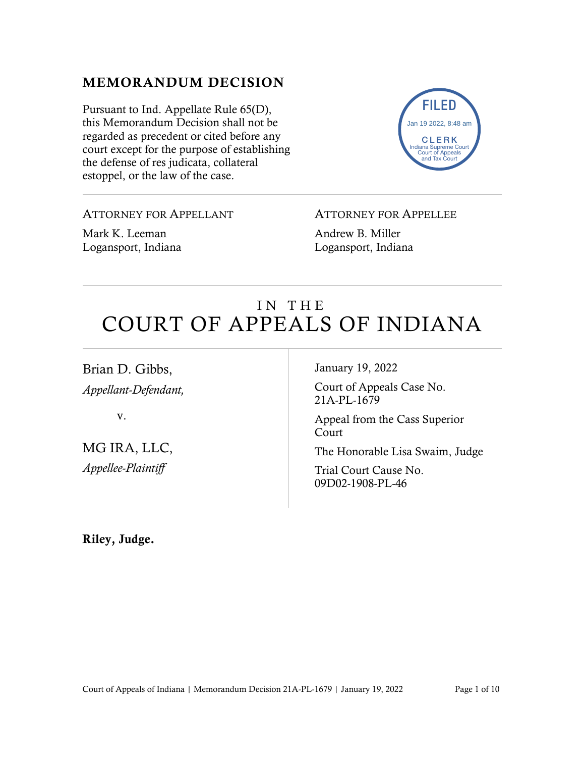## MEMORANDUM DECISION

Pursuant to Ind. Appellate Rule 65(D), this Memorandum Decision shall not be regarded as precedent or cited before any court except for the purpose of establishing the defense of res judicata, collateral estoppel, or the law of the case.

FILED
Jan 19 2022, 8:48 am
CLERK
Indiana Supreme Court
Court of Appeals
and Tax Court

ATTORNEY FOR APPELLANT

Mark K. Leeman
Logansport, Indiana

ATTORNEY FOR APPELLEE

Andrew B. Miller
Logansport, Indiana

# IN THE COURT OF APPEALS OF INDIANA

Brian D. Gibbs,
*Appellant-Defendant,*

v.

MG IRA, LLC,
*Appellee-Plaintiff*

January 19, 2022

Court of Appeals Case No. 21A-PL-1679

Appeal from the Cass Superior Court

The Honorable Lisa Swaim, Judge

Trial Court Cause No. 09D02-1908-PL-46

**Riley, Judge.**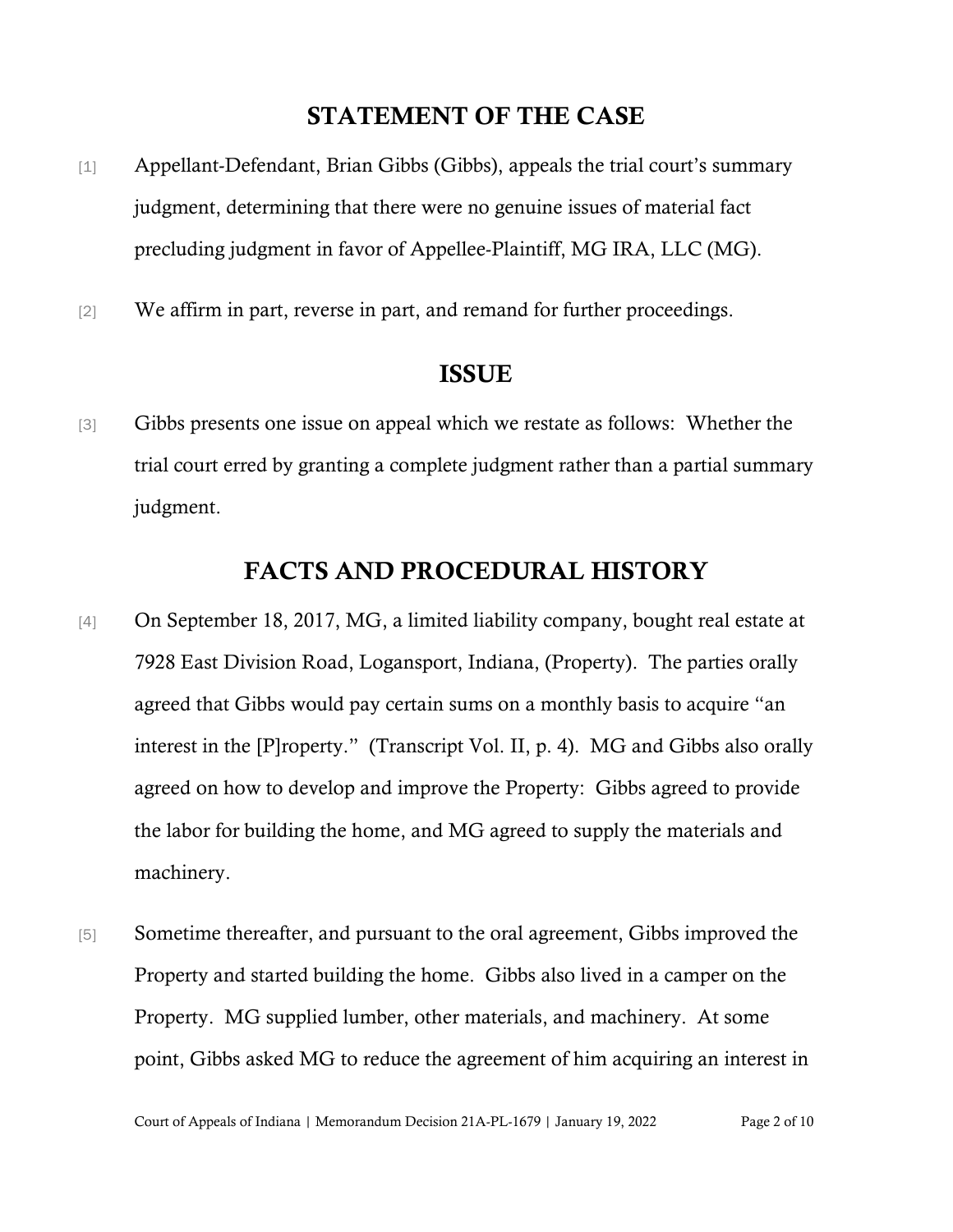## STATEMENT OF THE CASE

[1] Appellant-Defendant, Brian Gibbs (Gibbs), appeals the trial court's summary judgment, determining that there were no genuine issues of material fact precluding judgment in favor of Appellee-Plaintiff, MG IRA, LLC (MG).

[2] We affirm in part, reverse in part, and remand for further proceedings.

## ISSUE

[3] Gibbs presents one issue on appeal which we restate as follows: Whether the trial court erred by granting a complete judgment rather than a partial summary judgment.

## FACTS AND PROCEDURAL HISTORY

[4] On September 18, 2017, MG, a limited liability company, bought real estate at 7928 East Division Road, Logansport, Indiana, (Property). The parties orally agreed that Gibbs would pay certain sums on a monthly basis to acquire "an interest in the [P]roperty." (Transcript Vol. II, p. 4). MG and Gibbs also orally agreed on how to develop and improve the Property: Gibbs agreed to provide the labor for building the home, and MG agreed to supply the materials and machinery.

[5] Sometime thereafter, and pursuant to the oral agreement, Gibbs improved the Property and started building the home. Gibbs also lived in a camper on the Property. MG supplied lumber, other materials, and machinery. At some point, Gibbs asked MG to reduce the agreement of him acquiring an interest in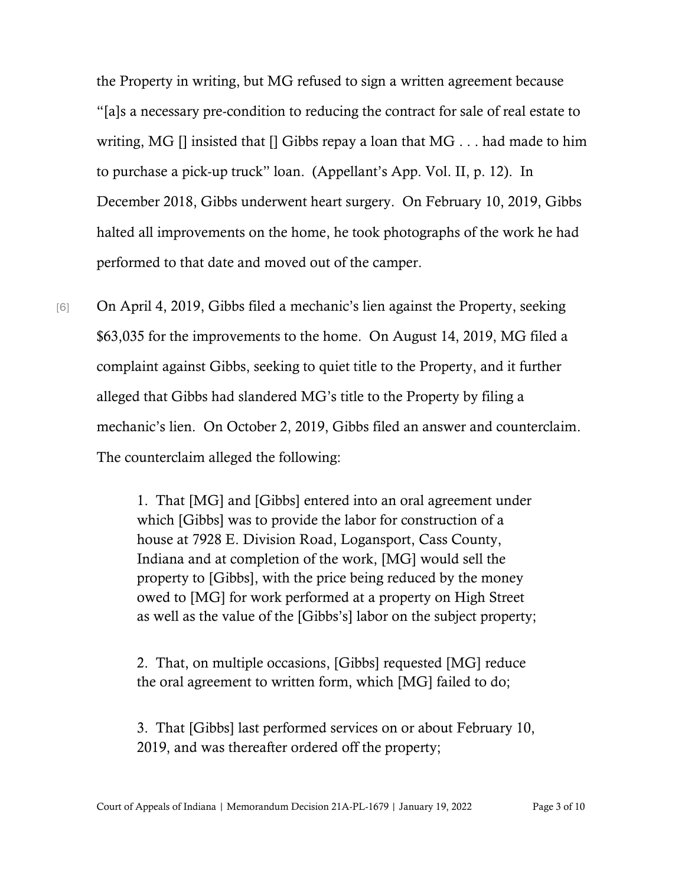the Property in writing, but MG refused to sign a written agreement because "[a]s a necessary pre-condition to reducing the contract for sale of real estate to writing, MG [] insisted that [] Gibbs repay a loan that MG . . . had made to him to purchase a pick-up truck" loan. (Appellant's App. Vol. II, p. 12). In December 2018, Gibbs underwent heart surgery. On February 10, 2019, Gibbs halted all improvements on the home, he took photographs of the work he had performed to that date and moved out of the camper.

[6] On April 4, 2019, Gibbs filed a mechanic's lien against the Property, seeking $63,035 for the improvements to the home. On August 14, 2019, MG filed a complaint against Gibbs, seeking to quiet title to the Property, and it further alleged that Gibbs had slandered MG's title to the Property by filing a mechanic's lien. On October 2, 2019, Gibbs filed an answer and counterclaim. The counterclaim alleged the following:

> 1. That [MG] and [Gibbs] entered into an oral agreement under which [Gibbs] was to provide the labor for construction of a house at 7928 E. Division Road, Logansport, Cass County, Indiana and at completion of the work, [MG] would sell the property to [Gibbs], with the price being reduced by the money owed to [MG] for work performed at a property on High Street as well as the value of the [Gibbs's] labor on the subject property;
>
> 2. That, on multiple occasions, [Gibbs] requested [MG] reduce the oral agreement to written form, which [MG] failed to do;
>
> 3. That [Gibbs] last performed services on or about February 10, 2019, and was thereafter ordered off the property;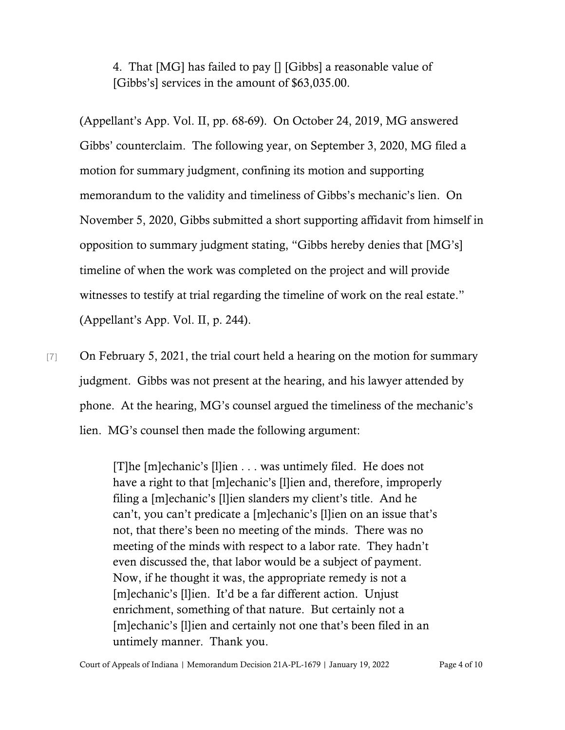> 4. That [MG] has failed to pay [] [Gibbs] a reasonable value of [Gibbs's] services in the amount of $63,035.00.

(Appellant's App. Vol. II, pp. 68-69). On October 24, 2019, MG answered Gibbs' counterclaim. The following year, on September 3, 2020, MG filed a motion for summary judgment, confining its motion and supporting memorandum to the validity and timeliness of Gibbs's mechanic's lien. On November 5, 2020, Gibbs submitted a short supporting affidavit from himself in opposition to summary judgment stating, "Gibbs hereby denies that [MG's] timeline of when the work was completed on the project and will provide witnesses to testify at trial regarding the timeline of work on the real estate." (Appellant's App. Vol. II, p. 244).

[7] On February 5, 2021, the trial court held a hearing on the motion for summary judgment. Gibbs was not present at the hearing, and his lawyer attended by phone. At the hearing, MG's counsel argued the timeliness of the mechanic's lien. MG's counsel then made the following argument:

> [T]he [m]echanic's [l]ien . . . was untimely filed. He does not have a right to that [m]echanic's [l]ien and, therefore, improperly filing a [m]echanic's [l]ien slanders my client's title. And he can't, you can't predicate a [m]echanic's [l]ien on an issue that's not, that there's been no meeting of the minds. There was no meeting of the minds with respect to a labor rate. They hadn't even discussed the, that labor would be a subject of payment. Now, if he thought it was, the appropriate remedy is not a [m]echanic's [l]ien. It'd be a far different action. Unjust enrichment, something of that nature. But certainly not a [m]echanic's [l]ien and certainly not one that's been filed in an untimely manner. Thank you.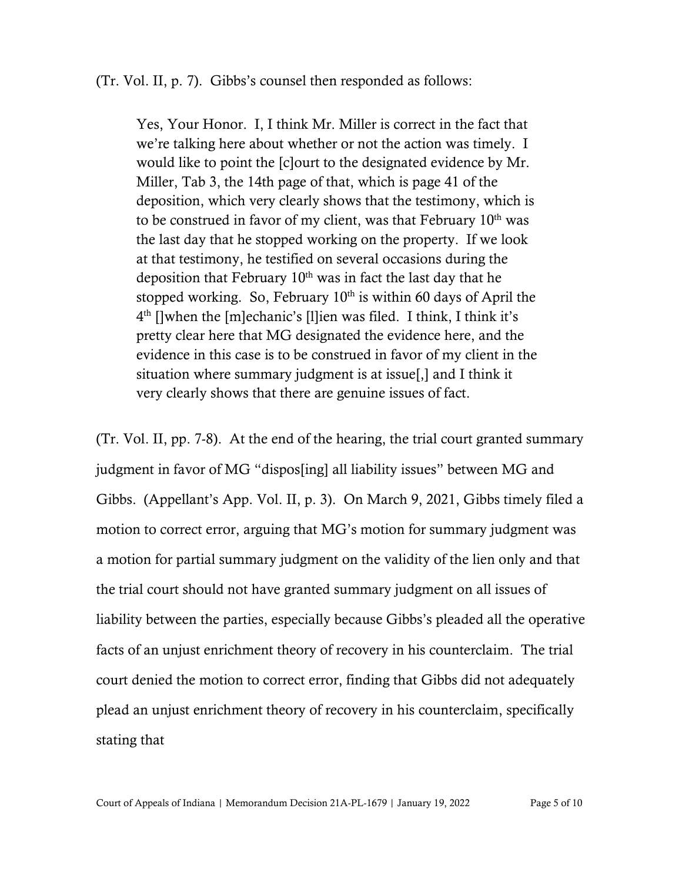(Tr. Vol. II, p. 7). Gibbs's counsel then responded as follows:

> Yes, Your Honor. I, I think Mr. Miller is correct in the fact that we're talking here about whether or not the action was timely. I would like to point the [c]ourt to the designated evidence by Mr. Miller, Tab 3, the 14th page of that, which is page 41 of the deposition, which very clearly shows that the testimony, which is to be construed in favor of my client, was that February 10th was the last day that he stopped working on the property. If we look at that testimony, he testified on several occasions during the deposition that February 10th was in fact the last day that he stopped working. So, February 10th is within 60 days of April the 4th []when the [m]echanic's [l]ien was filed. I think, I think it's pretty clear here that MG designated the evidence here, and the evidence in this case is to be construed in favor of my client in the situation where summary judgment is at issue[,] and I think it very clearly shows that there are genuine issues of fact.

(Tr. Vol. II, pp. 7-8). At the end of the hearing, the trial court granted summary judgment in favor of MG "dispos[ing] all liability issues" between MG and Gibbs. (Appellant's App. Vol. II, p. 3). On March 9, 2021, Gibbs timely filed a motion to correct error, arguing that MG's motion for summary judgment was a motion for partial summary judgment on the validity of the lien only and that the trial court should not have granted summary judgment on all issues of liability between the parties, especially because Gibbs's pleaded all the operative facts of an unjust enrichment theory of recovery in his counterclaim. The trial court denied the motion to correct error, finding that Gibbs did not adequately plead an unjust enrichment theory of recovery in his counterclaim, specifically stating that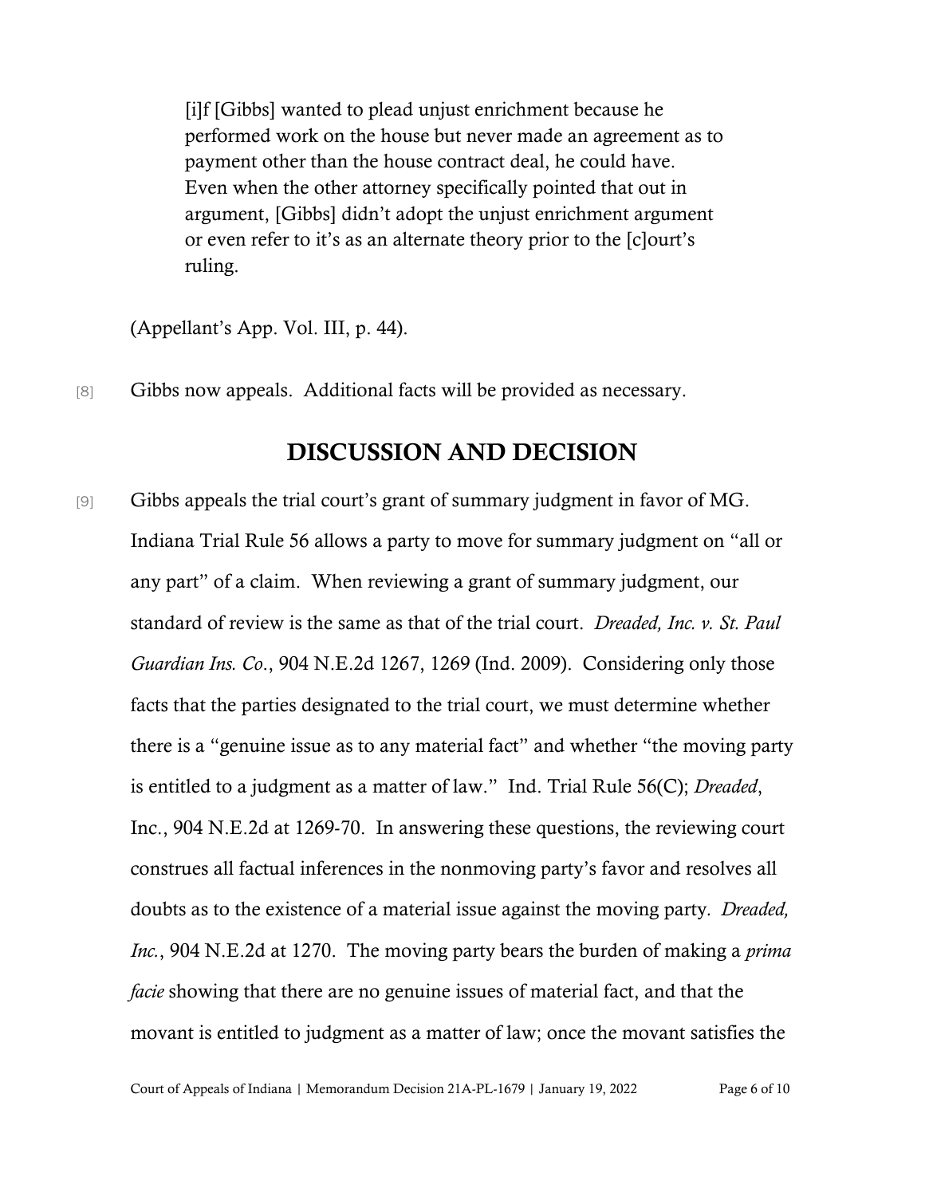> [i]f [Gibbs] wanted to plead unjust enrichment because he performed work on the house but never made an agreement as to payment other than the house contract deal, he could have. Even when the other attorney specifically pointed that out in argument, [Gibbs] didn't adopt the unjust enrichment argument or even refer to it's as an alternate theory prior to the [c]ourt's ruling.

(Appellant's App. Vol. III, p. 44).

[8] Gibbs now appeals. Additional facts will be provided as necessary.

## DISCUSSION AND DECISION

[9] Gibbs appeals the trial court's grant of summary judgment in favor of MG. Indiana Trial Rule 56 allows a party to move for summary judgment on "all or any part" of a claim. When reviewing a grant of summary judgment, our standard of review is the same as that of the trial court. *Dreaded, Inc. v. St. Paul Guardian Ins. Co*., 904 N.E.2d 1267, 1269 (Ind. 2009). Considering only those facts that the parties designated to the trial court, we must determine whether there is a "genuine issue as to any material fact" and whether "the moving party is entitled to a judgment as a matter of law." Ind. Trial Rule 56(C); *Dreaded*, Inc., 904 N.E.2d at 1269-70. In answering these questions, the reviewing court construes all factual inferences in the nonmoving party's favor and resolves all doubts as to the existence of a material issue against the moving party. *Dreaded, Inc.*, 904 N.E.2d at 1270. The moving party bears the burden of making a *prima facie* showing that there are no genuine issues of material fact, and that the movant is entitled to judgment as a matter of law; once the movant satisfies the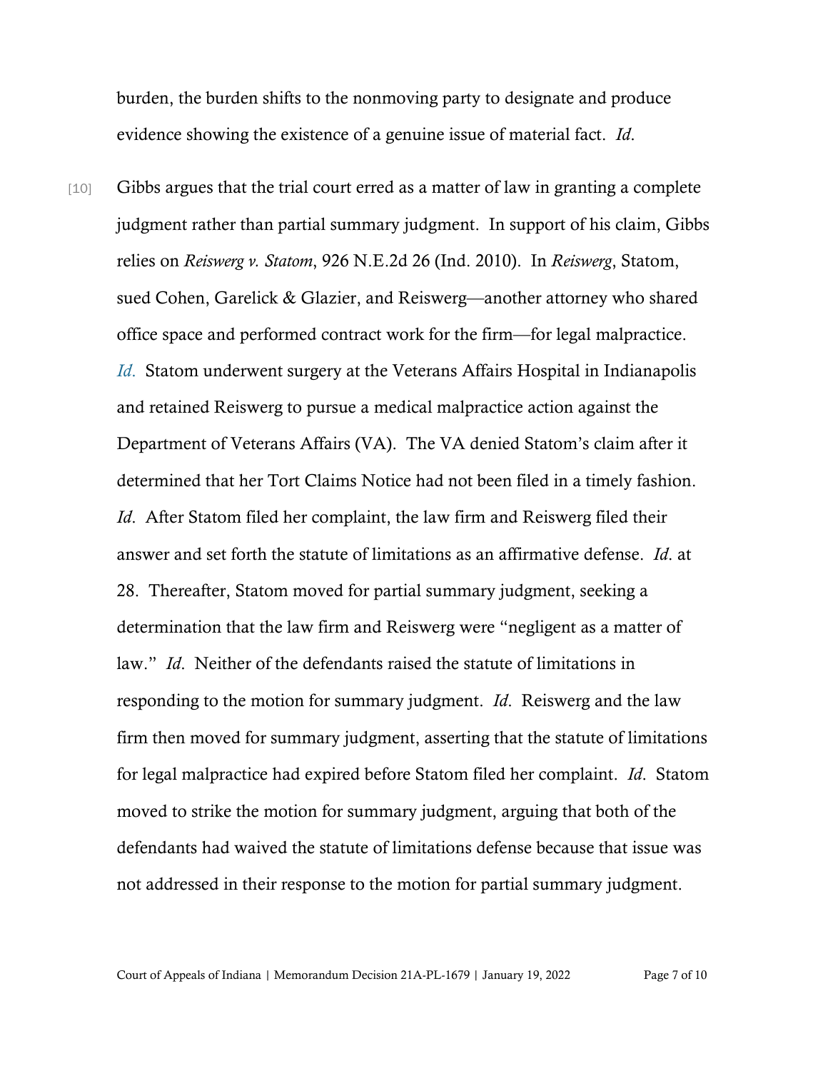burden, the burden shifts to the nonmoving party to designate and produce evidence showing the existence of a genuine issue of material fact. *Id*.

[10] Gibbs argues that the trial court erred as a matter of law in granting a complete judgment rather than partial summary judgment. In support of his claim, Gibbs relies on *Reiswerg v. Statom*, 926 N.E.2d 26 (Ind. 2010). In *Reiswerg*, Statom, sued Cohen, Garelick & Glazier, and Reiswerg—another attorney who shared office space and performed contract work for the firm—for legal malpractice. *Id*. Statom underwent surgery at the Veterans Affairs Hospital in Indianapolis and retained Reiswerg to pursue a medical malpractice action against the Department of Veterans Affairs (VA). The VA denied Statom's claim after it determined that her Tort Claims Notice had not been filed in a timely fashion. *Id*. After Statom filed her complaint, the law firm and Reiswerg filed their answer and set forth the statute of limitations as an affirmative defense. *Id*. at 28. Thereafter, Statom moved for partial summary judgment, seeking a determination that the law firm and Reiswerg were "negligent as a matter of law." *Id*. Neither of the defendants raised the statute of limitations in responding to the motion for summary judgment. *Id*. Reiswerg and the law firm then moved for summary judgment, asserting that the statute of limitations for legal malpractice had expired before Statom filed her complaint. *Id*. Statom moved to strike the motion for summary judgment, arguing that both of the defendants had waived the statute of limitations defense because that issue was not addressed in their response to the motion for partial summary judgment.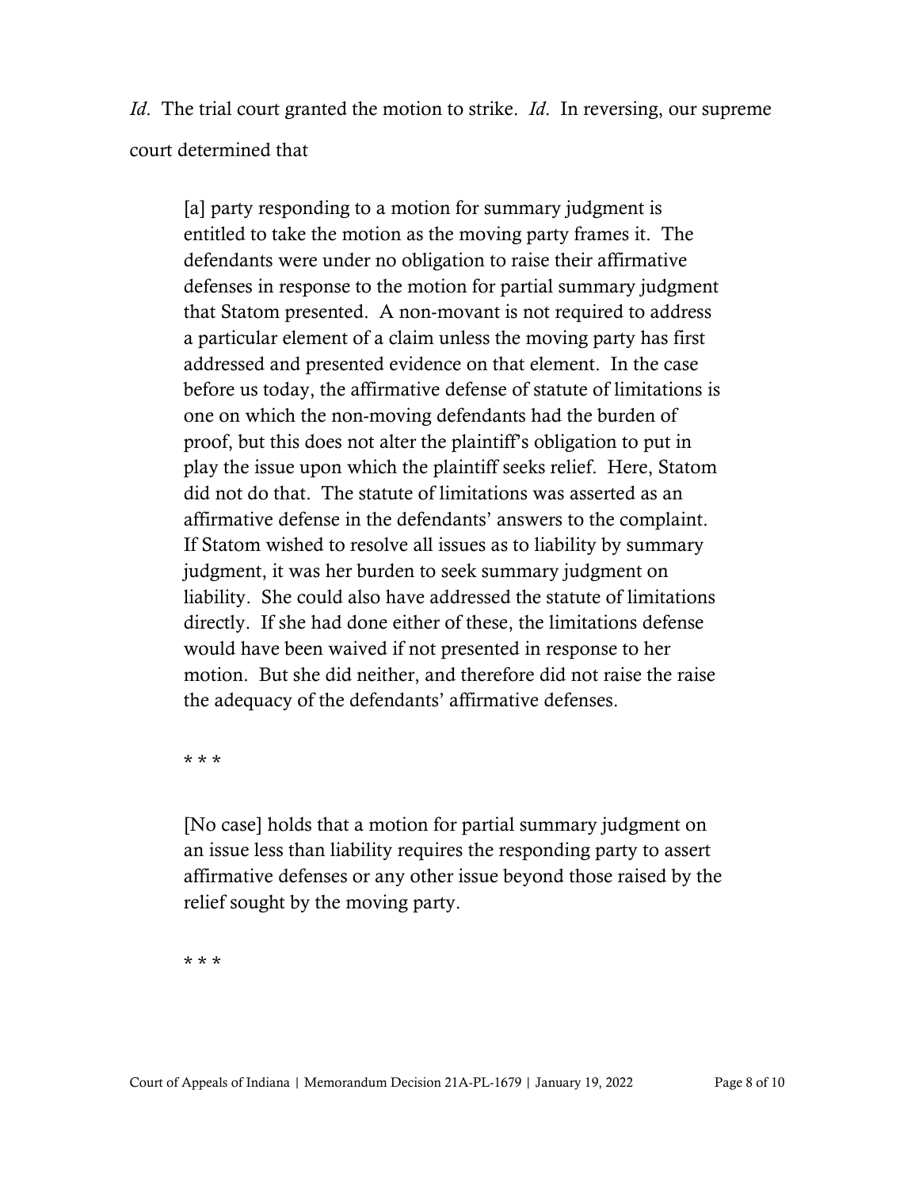*Id*. The trial court granted the motion to strike. *Id*. In reversing, our supreme court determined that

> [a] party responding to a motion for summary judgment is entitled to take the motion as the moving party frames it. The defendants were under no obligation to raise their affirmative defenses in response to the motion for partial summary judgment that Statom presented. A non-movant is not required to address a particular element of a claim unless the moving party has first addressed and presented evidence on that element. In the case before us today, the affirmative defense of statute of limitations is one on which the non-moving defendants had the burden of proof, but this does not alter the plaintiff's obligation to put in play the issue upon which the plaintiff seeks relief. Here, Statom did not do that. The statute of limitations was asserted as an affirmative defense in the defendants' answers to the complaint. If Statom wished to resolve all issues as to liability by summary judgment, it was her burden to seek summary judgment on liability. She could also have addressed the statute of limitations directly. If she had done either of these, the limitations defense would have been waived if not presented in response to her motion. But she did neither, and therefore did not raise the raise the adequacy of the defendants' affirmative defenses.
>
> * * *
>
> [No case] holds that a motion for partial summary judgment on an issue less than liability requires the responding party to assert affirmative defenses or any other issue beyond those raised by the relief sought by the moving party.
>
> * * *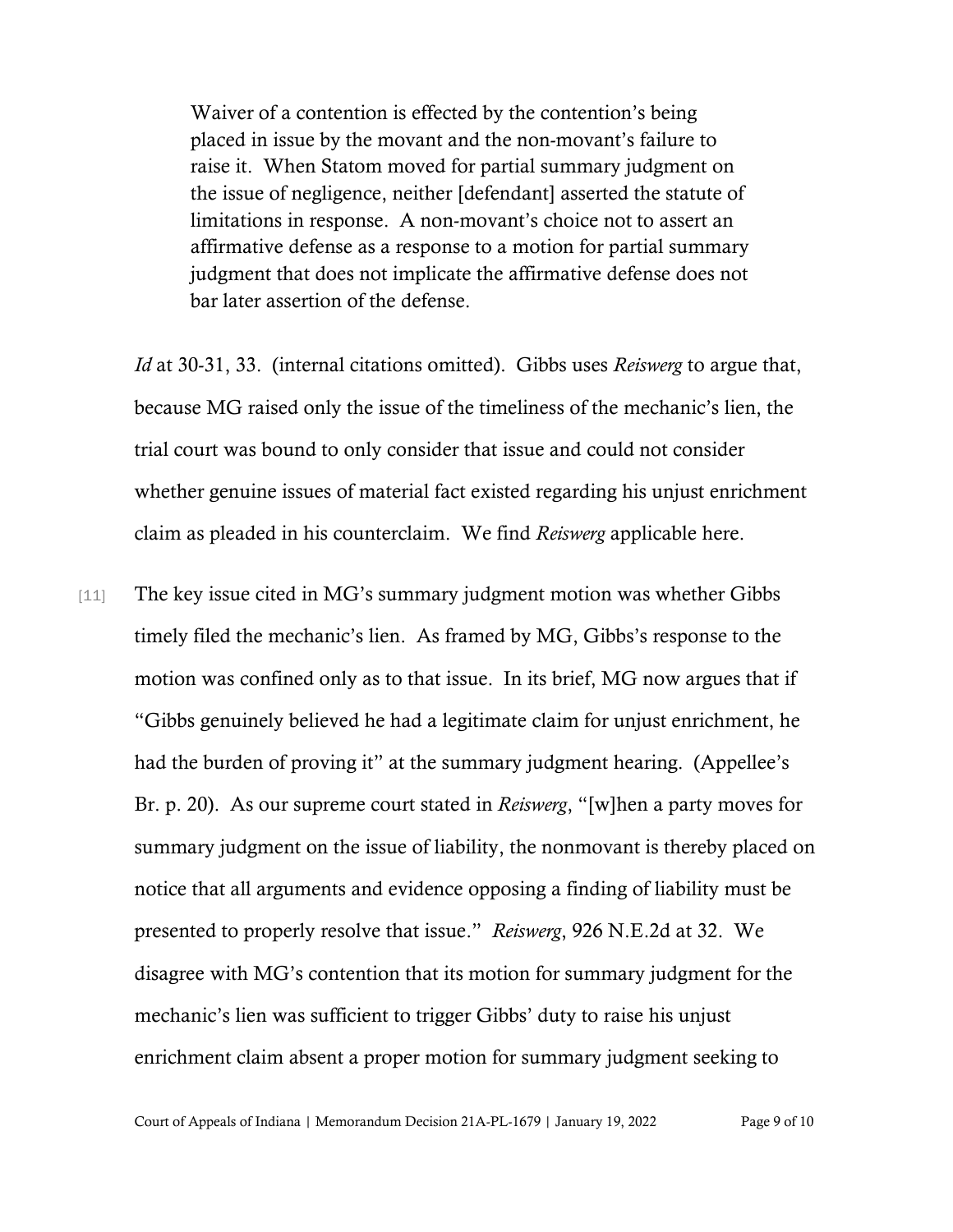> Waiver of a contention is effected by the contention's being placed in issue by the movant and the non-movant's failure to raise it. When Statom moved for partial summary judgment on the issue of negligence, neither [defendant] asserted the statute of limitations in response. A non-movant's choice not to assert an affirmative defense as a response to a motion for partial summary judgment that does not implicate the affirmative defense does not bar later assertion of the defense.

*Id* at 30-31, 33. (internal citations omitted). Gibbs uses *Reiswerg* to argue that, because MG raised only the issue of the timeliness of the mechanic's lien, the trial court was bound to only consider that issue and could not consider whether genuine issues of material fact existed regarding his unjust enrichment claim as pleaded in his counterclaim. We find *Reiswerg* applicable here.

[11] The key issue cited in MG's summary judgment motion was whether Gibbs timely filed the mechanic's lien. As framed by MG, Gibbs's response to the motion was confined only as to that issue. In its brief, MG now argues that if "Gibbs genuinely believed he had a legitimate claim for unjust enrichment, he had the burden of proving it" at the summary judgment hearing. (Appellee's Br. p. 20). As our supreme court stated in *Reiswerg*, "[w]hen a party moves for summary judgment on the issue of liability, the nonmovant is thereby placed on notice that all arguments and evidence opposing a finding of liability must be presented to properly resolve that issue." *Reiswerg*, 926 N.E.2d at 32. We disagree with MG's contention that its motion for summary judgment for the mechanic's lien was sufficient to trigger Gibbs' duty to raise his unjust enrichment claim absent a proper motion for summary judgment seeking to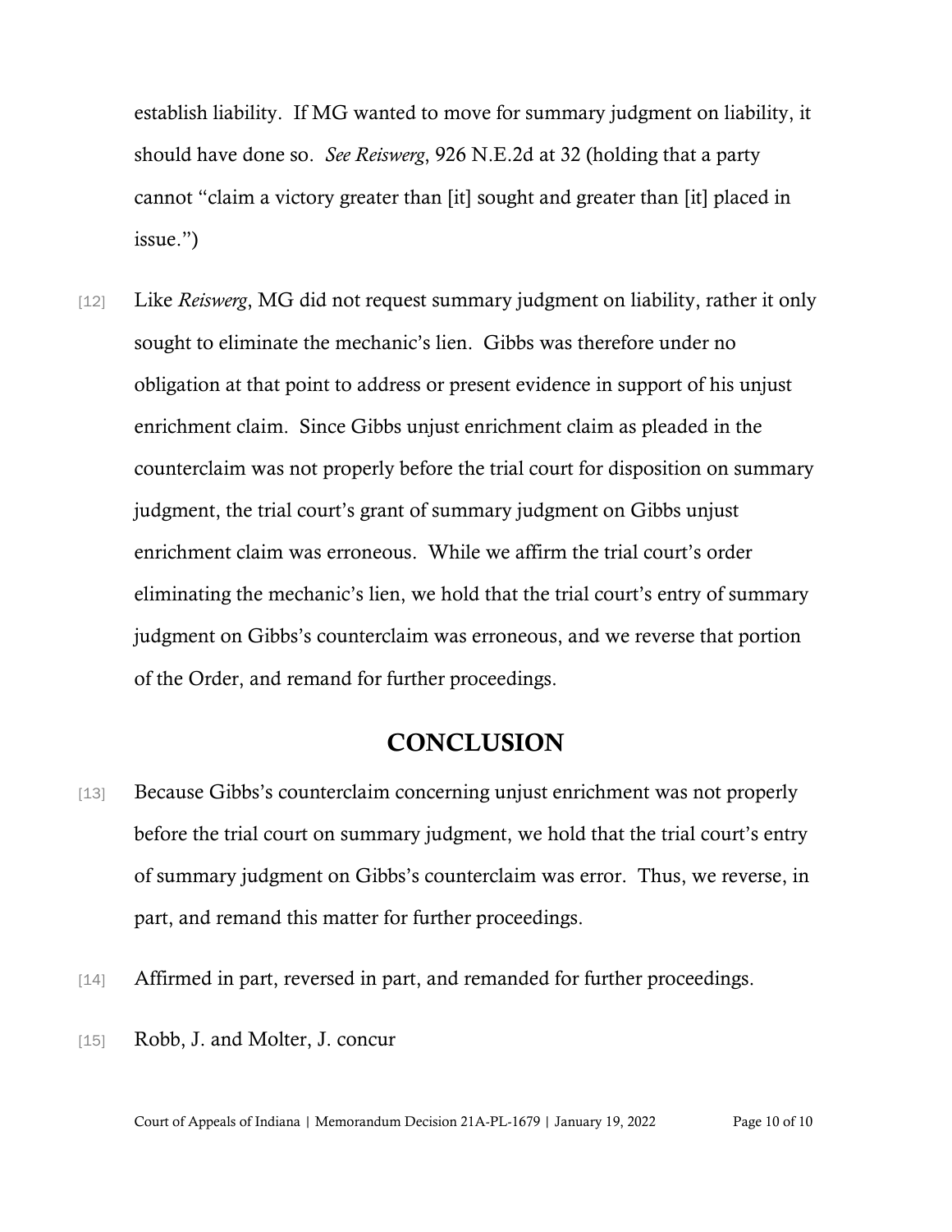establish liability. If MG wanted to move for summary judgment on liability, it should have done so. *See Reiswerg*, 926 N.E.2d at 32 (holding that a party cannot "claim a victory greater than [it] sought and greater than [it] placed in issue.")

[12] Like *Reiswerg*, MG did not request summary judgment on liability, rather it only sought to eliminate the mechanic's lien. Gibbs was therefore under no obligation at that point to address or present evidence in support of his unjust enrichment claim. Since Gibbs unjust enrichment claim as pleaded in the counterclaim was not properly before the trial court for disposition on summary judgment, the trial court's grant of summary judgment on Gibbs unjust enrichment claim was erroneous. While we affirm the trial court's order eliminating the mechanic's lien, we hold that the trial court's entry of summary judgment on Gibbs's counterclaim was erroneous, and we reverse that portion of the Order, and remand for further proceedings.

## CONCLUSION

[13] Because Gibbs's counterclaim concerning unjust enrichment was not properly before the trial court on summary judgment, we hold that the trial court's entry of summary judgment on Gibbs's counterclaim was error. Thus, we reverse, in part, and remand this matter for further proceedings.

[14] Affirmed in part, reversed in part, and remanded for further proceedings.

[15] Robb, J. and Molter, J. concur